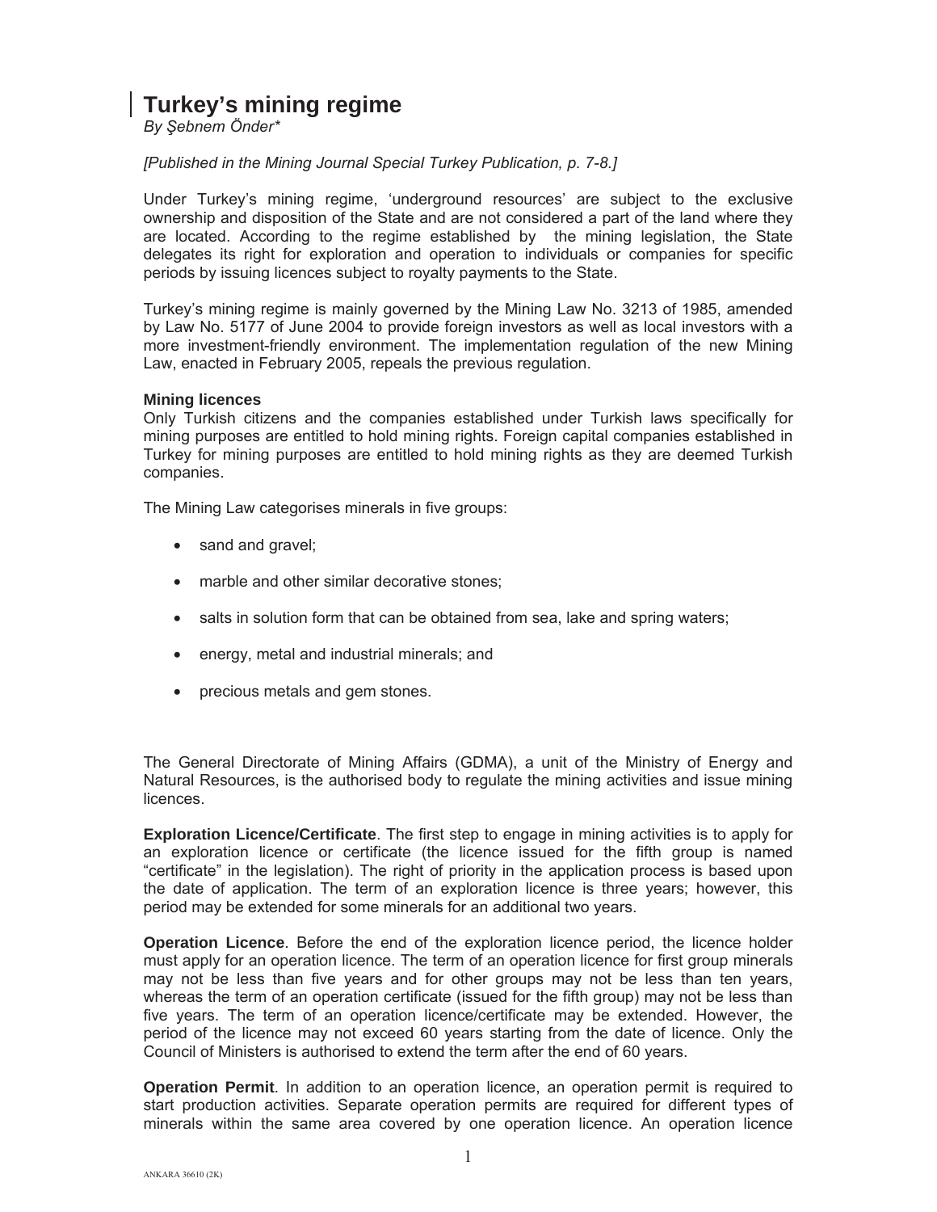# Turkey's mining regime

*By Şebnem Önder\**

*[Published in the Mining Journal Special Turkey Publication, p. 7-8.]*

Under Turkey's mining regime, 'underground resources' are subject to the exclusive ownership and disposition of the State and are not considered a part of the land where they are located. According to the regime established by the mining legislation, the State delegates its right for exploration and operation to individuals or companies for specific periods by issuing licences subject to royalty payments to the State.

Turkey's mining regime is mainly governed by the Mining Law No. 3213 of 1985, amended by Law No. 5177 of June 2004 to provide foreign investors as well as local investors with a more investment-friendly environment. The implementation regulation of the new Mining Law, enacted in February 2005, repeals the previous regulation.

### Mining licences

Only Turkish citizens and the companies established under Turkish laws specifically for mining purposes are entitled to hold mining rights. Foreign capital companies established in Turkey for mining purposes are entitled to hold mining rights as they are deemed Turkish companies.

The Mining Law categorises minerals in five groups:

- sand and gravel;
- marble and other similar decorative stones;
- salts in solution form that can be obtained from sea, lake and spring waters;
- energy, metal and industrial minerals; and
- precious metals and gem stones.

The General Directorate of Mining Affairs (GDMA), a unit of the Ministry of Energy and Natural Resources, is the authorised body to regulate the mining activities and issue mining licences.

**Exploration Licence/Certificate**. The first step to engage in mining activities is to apply for an exploration licence or certificate (the licence issued for the fifth group is named "certificate" in the legislation). The right of priority in the application process is based upon the date of application. The term of an exploration licence is three years; however, this period may be extended for some minerals for an additional two years.

**Operation Licence**. Before the end of the exploration licence period, the licence holder must apply for an operation licence. The term of an operation licence for first group minerals may not be less than five years and for other groups may not be less than ten years, whereas the term of an operation certificate (issued for the fifth group) may not be less than five years. The term of an operation licence/certificate may be extended. However, the period of the licence may not exceed 60 years starting from the date of licence. Only the Council of Ministers is authorised to extend the term after the end of 60 years.

**Operation Permit**. In addition to an operation licence, an operation permit is required to start production activities. Separate operation permits are required for different types of minerals within the same area covered by one operation licence. An operation licence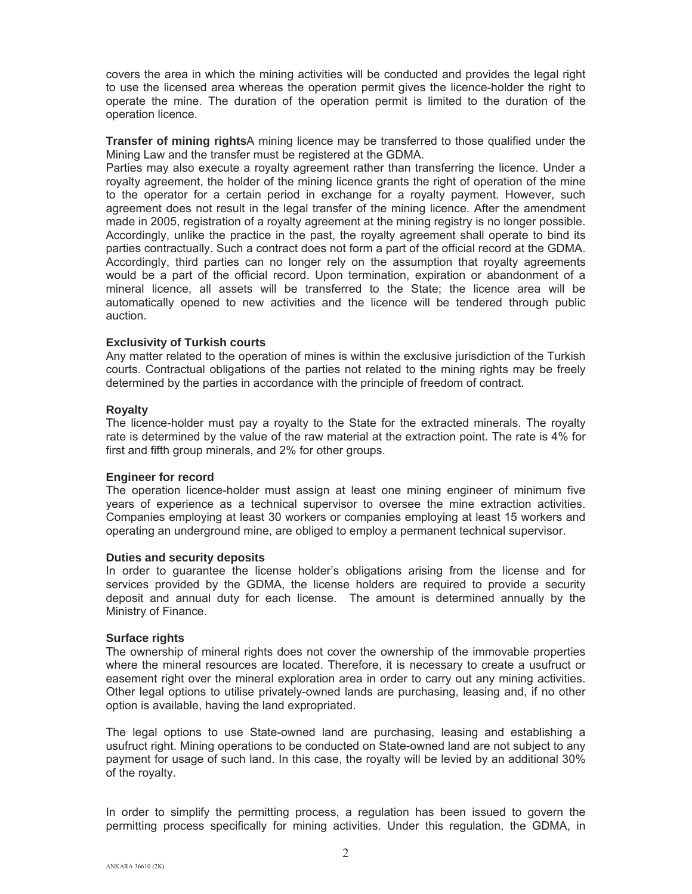covers the area in which the mining activities will be conducted and provides the legal right to use the licensed area whereas the operation permit gives the licence-holder the right to operate the mine. The duration of the operation permit is limited to the duration of the operation licence.

**Transfer of mining rights**A mining licence may be transferred to those qualified under the Mining Law and the transfer must be registered at the GDMA.

Parties may also execute a royalty agreement rather than transferring the licence. Under a royalty agreement, the holder of the mining licence grants the right of operation of the mine to the operator for a certain period in exchange for a royalty payment. However, such agreement does not result in the legal transfer of the mining licence. After the amendment made in 2005, registration of a royalty agreement at the mining registry is no longer possible. Accordingly, unlike the practice in the past, the royalty agreement shall operate to bind its parties contractually. Such a contract does not form a part of the official record at the GDMA. Accordingly, third parties can no longer rely on the assumption that royalty agreements would be a part of the official record. Upon termination, expiration or abandonment of a mineral licence, all assets will be transferred to the State; the licence area will be automatically opened to new activities and the licence will be tendered through public auction.

**Exclusivity of Turkish courts**

Any matter related to the operation of mines is within the exclusive jurisdiction of the Turkish courts. Contractual obligations of the parties not related to the mining rights may be freely determined by the parties in accordance with the principle of freedom of contract.

**Royalty**

The licence-holder must pay a royalty to the State for the extracted minerals. The royalty rate is determined by the value of the raw material at the extraction point. The rate is 4% for first and fifth group minerals, and 2% for other groups.

**Engineer for record**

The operation licence-holder must assign at least one mining engineer of minimum five years of experience as a technical supervisor to oversee the mine extraction activities. Companies employing at least 30 workers or companies employing at least 15 workers and operating an underground mine, are obliged to employ a permanent technical supervisor.

**Duties and security deposits**

In order to guarantee the license holder's obligations arising from the license and for services provided by the GDMA, the license holders are required to provide a security deposit and annual duty for each license. The amount is determined annually by the Ministry of Finance.

**Surface rights**

The ownership of mineral rights does not cover the ownership of the immovable properties where the mineral resources are located. Therefore, it is necessary to create a usufruct or easement right over the mineral exploration area in order to carry out any mining activities. Other legal options to utilise privately-owned lands are purchasing, leasing and, if no other option is available, having the land expropriated.

The legal options to use State-owned land are purchasing, leasing and establishing a usufruct right. Mining operations to be conducted on State-owned land are not subject to any payment for usage of such land. In this case, the royalty will be levied by an additional 30% of the royalty.

In order to simplify the permitting process, a regulation has been issued to govern the permitting process specifically for mining activities. Under this regulation, the GDMA, in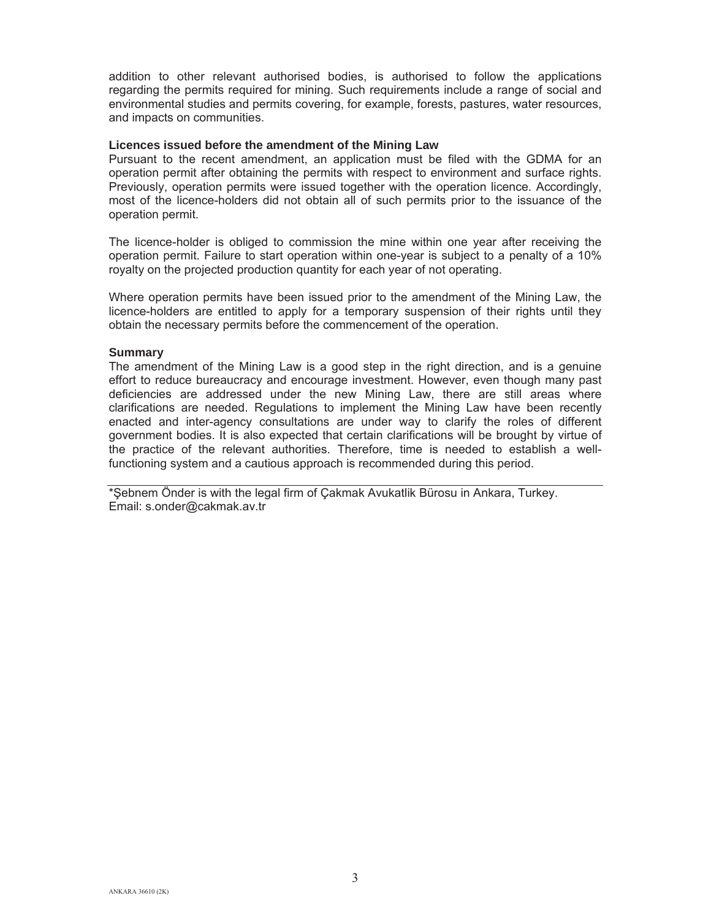addition to other relevant authorised bodies, is authorised to follow the applications regarding the permits required for mining. Such requirements include a range of social and environmental studies and permits covering, for example, forests, pastures, water resources, and impacts on communities.

**Licences issued before the amendment of the Mining Law**

Pursuant to the recent amendment, an application must be filed with the GDMA for an operation permit after obtaining the permits with respect to environment and surface rights. Previously, operation permits were issued together with the operation licence. Accordingly, most of the licence-holders did not obtain all of such permits prior to the issuance of the operation permit.

The licence-holder is obliged to commission the mine within one year after receiving the operation permit. Failure to start operation within one-year is subject to a penalty of a 10% royalty on the projected production quantity for each year of not operating.

Where operation permits have been issued prior to the amendment of the Mining Law, the licence-holders are entitled to apply for a temporary suspension of their rights until they obtain the necessary permits before the commencement of the operation.

**Summary**

The amendment of the Mining Law is a good step in the right direction, and is a genuine effort to reduce bureaucracy and encourage investment. However, even though many past deficiencies are addressed under the new Mining Law, there are still areas where clarifications are needed. Regulations to implement the Mining Law have been recently enacted and inter-agency consultations are under way to clarify the roles of different government bodies. It is also expected that certain clarifications will be brought by virtue of the practice of the relevant authorities. Therefore, time is needed to establish a well-functioning system and a cautious approach is recommended during this period.

---

*Şebnem Önder is with the legal firm of Çakmak Avukatlik Bürosu in Ankara, Turkey.
Email: s.onder@cakmak.av.tr